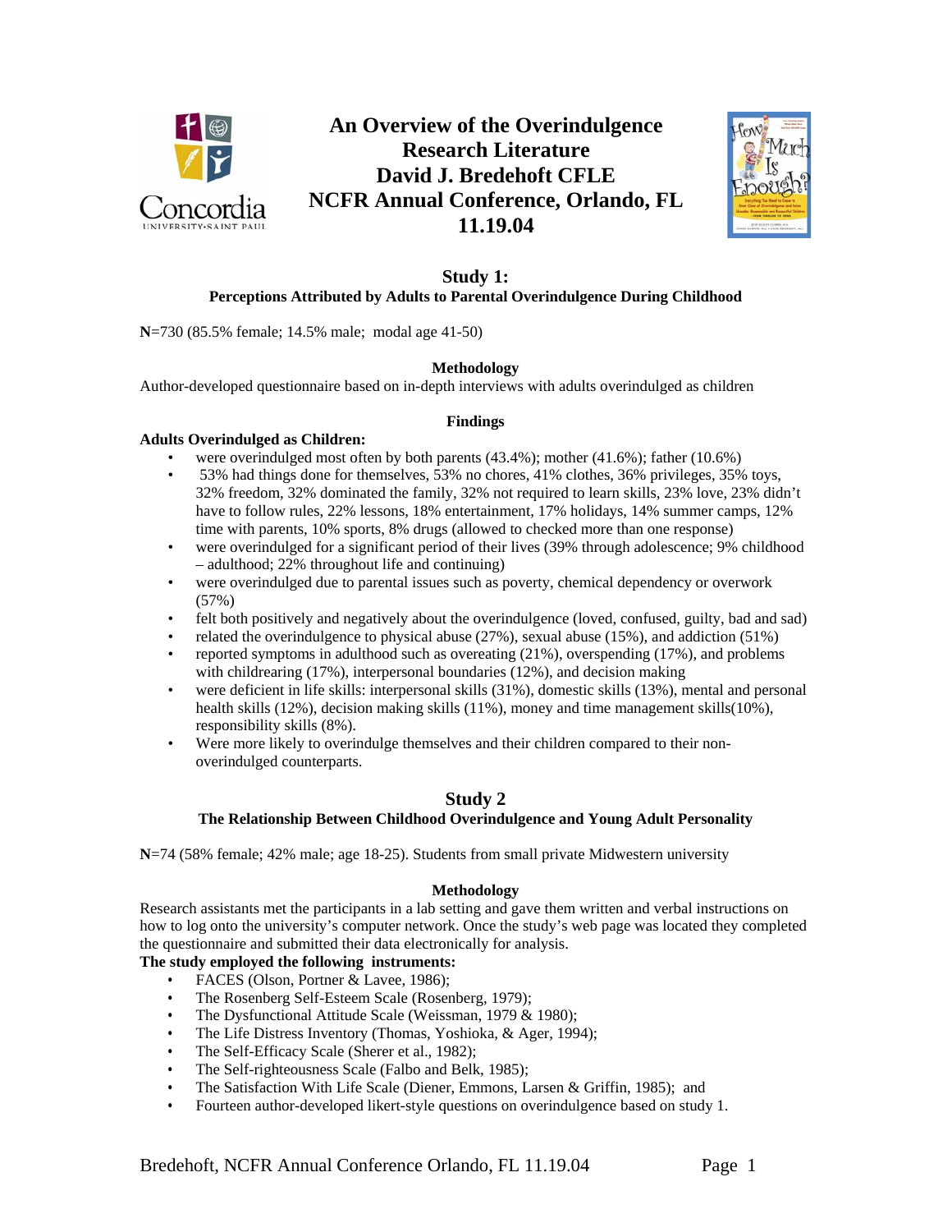# An Overview of the Overindulgence Research Literature
## David J. Bredehoft CFLE
## NCFR Annual Conference, Orlando, FL
## 11.19.04

## Study 1:
### Perceptions Attributed by Adults to Parental Overindulgence During Childhood

**N**=730 (85.5% female; 14.5% male; modal age 41-50)

#### Methodology

Author-developed questionnaire based on in-depth interviews with adults overindulged as children

#### Findings

**Adults Overindulged as Children:**

- were overindulged most often by both parents (43.4%); mother (41.6%); father (10.6%)
- 53% had things done for themselves, 53% no chores, 41% clothes, 36% privileges, 35% toys, 32% freedom, 32% dominated the family, 32% not required to learn skills, 23% love, 23% didn't have to follow rules, 22% lessons, 18% entertainment, 17% holidays, 14% summer camps, 12% time with parents, 10% sports, 8% drugs (allowed to checked more than one response)
- were overindulged for a significant period of their lives (39% through adolescence; 9% childhood – adulthood; 22% throughout life and continuing)
- were overindulged due to parental issues such as poverty, chemical dependency or overwork (57%)
- felt both positively and negatively about the overindulgence (loved, confused, guilty, bad and sad)
- related the overindulgence to physical abuse (27%), sexual abuse (15%), and addiction (51%)
- reported symptoms in adulthood such as overeating (21%), overspending (17%), and problems with childrearing (17%), interpersonal boundaries (12%), and decision making
- were deficient in life skills: interpersonal skills (31%), domestic skills (13%), mental and personal health skills (12%), decision making skills (11%), money and time management skills(10%), responsibility skills (8%).
- Were more likely to overindulge themselves and their children compared to their non-overindulged counterparts.

## Study 2
### The Relationship Between Childhood Overindulgence and Young Adult Personality

**N**=74 (58% female; 42% male; age 18-25). Students from small private Midwestern university

#### Methodology

Research assistants met the participants in a lab setting and gave them written and verbal instructions on how to log onto the university's computer network. Once the study's web page was located they completed the questionnaire and submitted their data electronically for analysis.

**The study employed the following instruments:**

- FACES (Olson, Portner & Lavee, 1986);
- The Rosenberg Self-Esteem Scale (Rosenberg, 1979);
- The Dysfunctional Attitude Scale (Weissman, 1979 & 1980);
- The Life Distress Inventory (Thomas, Yoshioka, & Ager, 1994);
- The Self-Efficacy Scale (Sherer et al., 1982);
- The Self-righteousness Scale (Falbo and Belk, 1985);
- The Satisfaction With Life Scale (Diener, Emmons, Larsen & Griffin, 1985); and
- Fourteen author-developed likert-style questions on overindulgence based on study 1.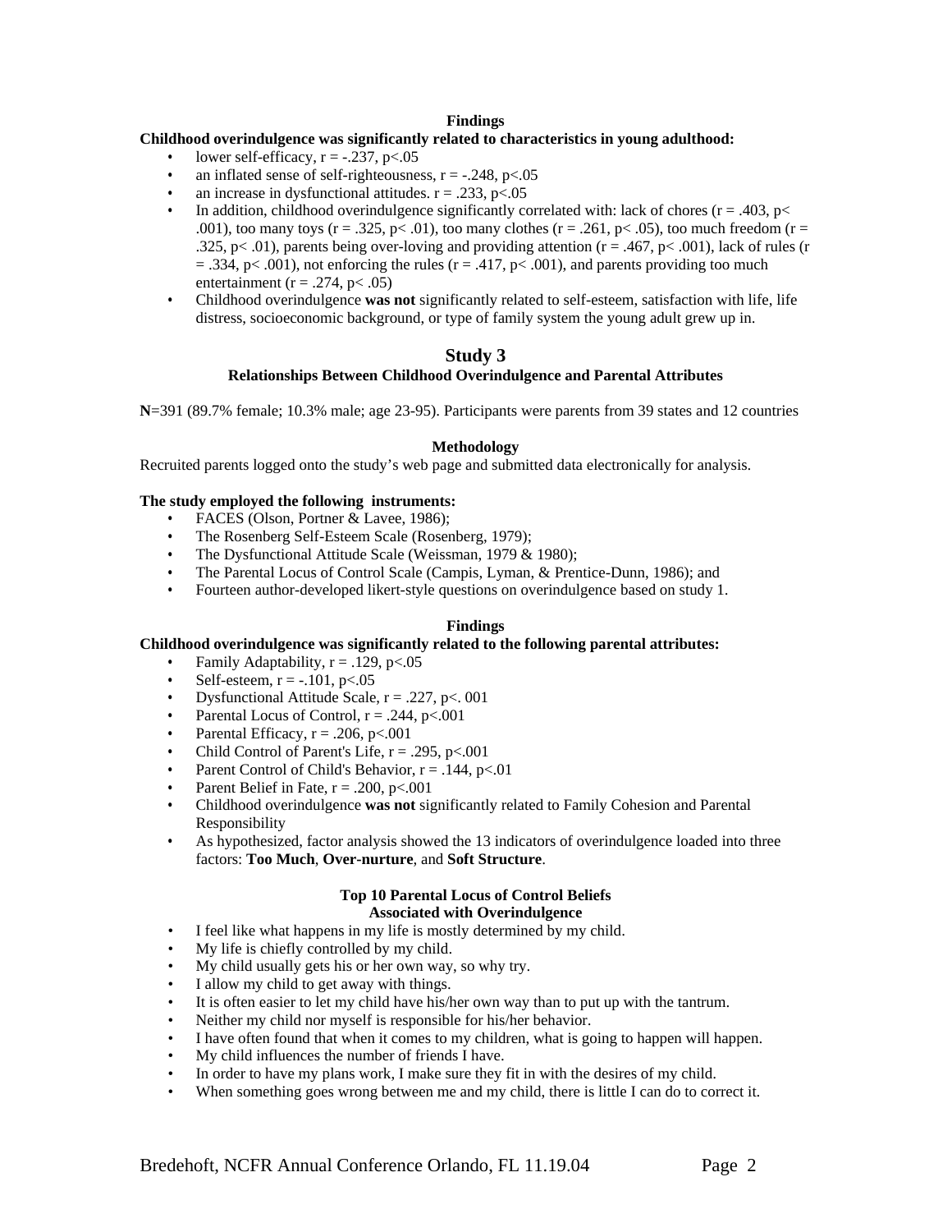**Findings**

**Childhood overindulgence was significantly related to characteristics in young adulthood:**

- lower self-efficacy, $r = -.237$, $p<.05$
- an inflated sense of self-righteousness, $r = -.248$, $p<.05$
- an increase in dysfunctional attitudes. $r = .233$, $p<.05$
- In addition, childhood overindulgence significantly correlated with: lack of chores ($r = .403$, $p< .001$), too many toys ($r = .325$, $p< .01$), too many clothes ($r = .261$, $p< .05$), too much freedom ($r = .325$, $p< .01$), parents being over-loving and providing attention ($r = .467$, $p< .001$), lack of rules ($r = .334$, $p< .001$), not enforcing the rules ($r = .417$, $p< .001$), and parents providing too much entertainment ($r = .274$, $p< .05$)
- Childhood overindulgence **was not** significantly related to self-esteem, satisfaction with life, life distress, socioeconomic background, or type of family system the young adult grew up in.

## Study 3

### Relationships Between Childhood Overindulgence and Parental Attributes

**N**=391 (89.7% female; 10.3% male; age 23-95). Participants were parents from 39 states and 12 countries

**Methodology**

Recruited parents logged onto the study's web page and submitted data electronically for analysis.

**The study employed the following instruments:**

- FACES (Olson, Portner & Lavee, 1986);
- The Rosenberg Self-Esteem Scale (Rosenberg, 1979);
- The Dysfunctional Attitude Scale (Weissman, 1979 & 1980);
- The Parental Locus of Control Scale (Campis, Lyman, & Prentice-Dunn, 1986); and
- Fourteen author-developed likert-style questions on overindulgence based on study 1.

**Findings**

**Childhood overindulgence was significantly related to the following parental attributes:**

- Family Adaptability, $r = .129$, $p<.05$
- Self-esteem, $r = -.101$, $p<.05$
- Dysfunctional Attitude Scale, $r = .227$, $p<.001$
- Parental Locus of Control, $r = .244$, $p<.001$
- Parental Efficacy, $r = .206$, $p<.001$
- Child Control of Parent's Life, $r = .295$, $p<.001$
- Parent Control of Child's Behavior, $r = .144$, $p<.01$
- Parent Belief in Fate, $r = .200$, $p<.001$
- Childhood overindulgence **was not** significantly related to Family Cohesion and Parental Responsibility
- As hypothesized, factor analysis showed the 13 indicators of overindulgence loaded into three factors: **Too Much**, **Over-nurture**, and **Soft Structure**.

**Top 10 Parental Locus of Control Beliefs Associated with Overindulgence**

- I feel like what happens in my life is mostly determined by my child.
- My life is chiefly controlled by my child.
- My child usually gets his or her own way, so why try.
- I allow my child to get away with things.
- It is often easier to let my child have his/her own way than to put up with the tantrum.
- Neither my child nor myself is responsible for his/her behavior.
- I have often found that when it comes to my children, what is going to happen will happen.
- My child influences the number of friends I have.
- In order to have my plans work, I make sure they fit in with the desires of my child.
- When something goes wrong between me and my child, there is little I can do to correct it.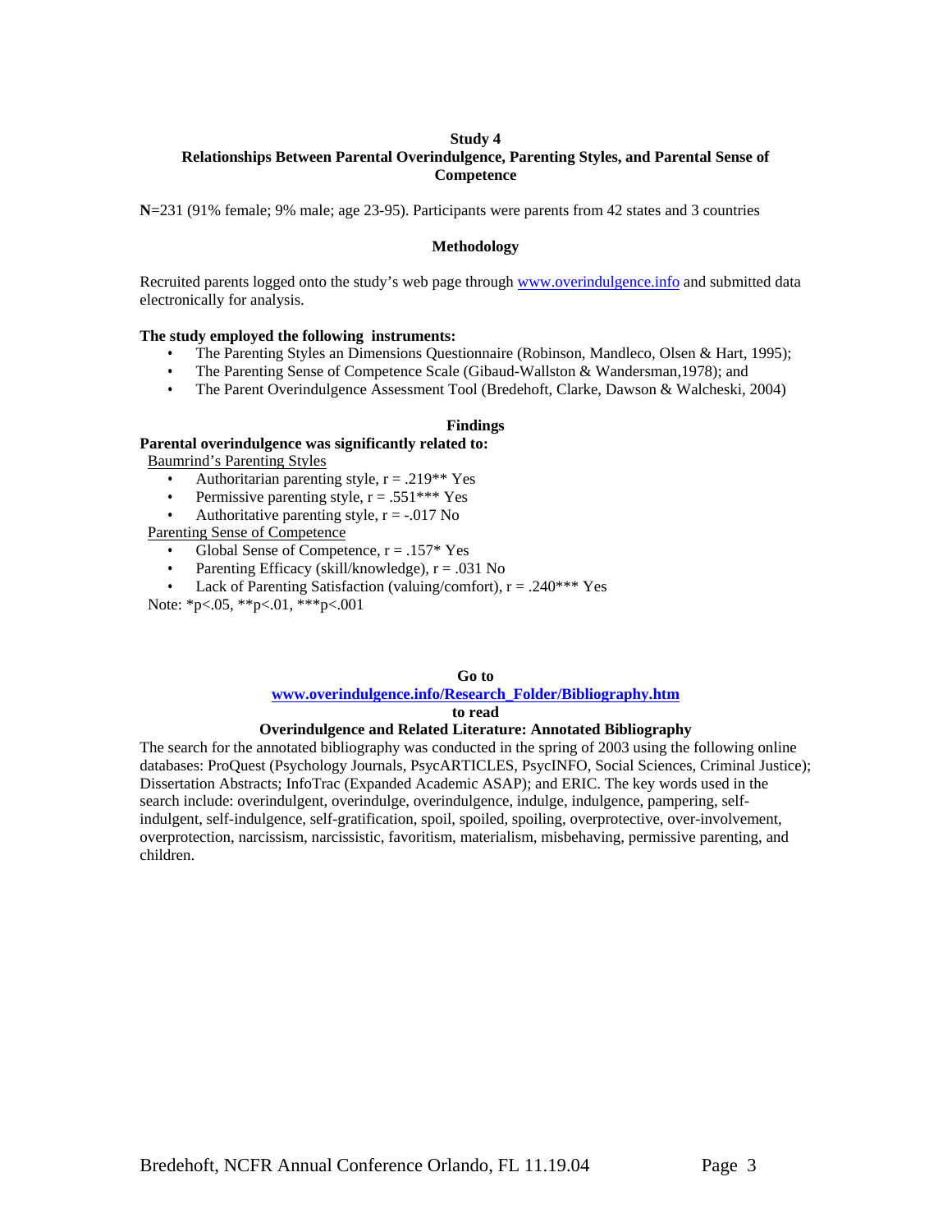## Study 4

## Relationships Between Parental Overindulgence, Parenting Styles, and Parental Sense of Competence

**N**=231 (91% female; 9% male; age 23-95). Participants were parents from 42 states and 3 countries

### Methodology

Recruited parents logged onto the study's web page through www.overindulgence.info and submitted data electronically for analysis.

**The study employed the following instruments:**

- The Parenting Styles an Dimensions Questionnaire (Robinson, Mandleco, Olsen & Hart, 1995);
- The Parenting Sense of Competence Scale (Gibaud-Wallston & Wandersman,1978); and
- The Parent Overindulgence Assessment Tool (Bredehoft, Clarke, Dawson & Walcheski, 2004)

### Findings

**Parental overindulgence was significantly related to:**

Baumrind's Parenting Styles

- Authoritarian parenting style, $r = .219^{**}$ Yes
- Permissive parenting style, $r = .551^{***}$ Yes
- Authoritative parenting style, $r = -.017$ No

Parenting Sense of Competence

- Global Sense of Competence, $r = .157^{*}$ Yes
- Parenting Efficacy (skill/knowledge), $r = .031$ No
- Lack of Parenting Satisfaction (valuing/comfort), $r = .240^{***}$ Yes

Note: $^{*}p<.05$, $^{**}p<.01$, $^{***}p<.001$

**Go to**

**www.overindulgence.info/Research_Folder/Bibliography.htm**

**to read**

**Overindulgence and Related Literature: Annotated Bibliography**

The search for the annotated bibliography was conducted in the spring of 2003 using the following online databases: ProQuest (Psychology Journals, PsycARTICLES, PsycINFO, Social Sciences, Criminal Justice); Dissertation Abstracts; InfoTrac (Expanded Academic ASAP); and ERIC. The key words used in the search include: overindulgent, overindulge, overindulgence, indulge, indulgence, pampering, self-indulgent, self-indulgence, self-gratification, spoil, spoiled, spoiling, overprotective, over-involvement, overprotection, narcissism, narcissistic, favoritism, materialism, misbehaving, permissive parenting, and children.